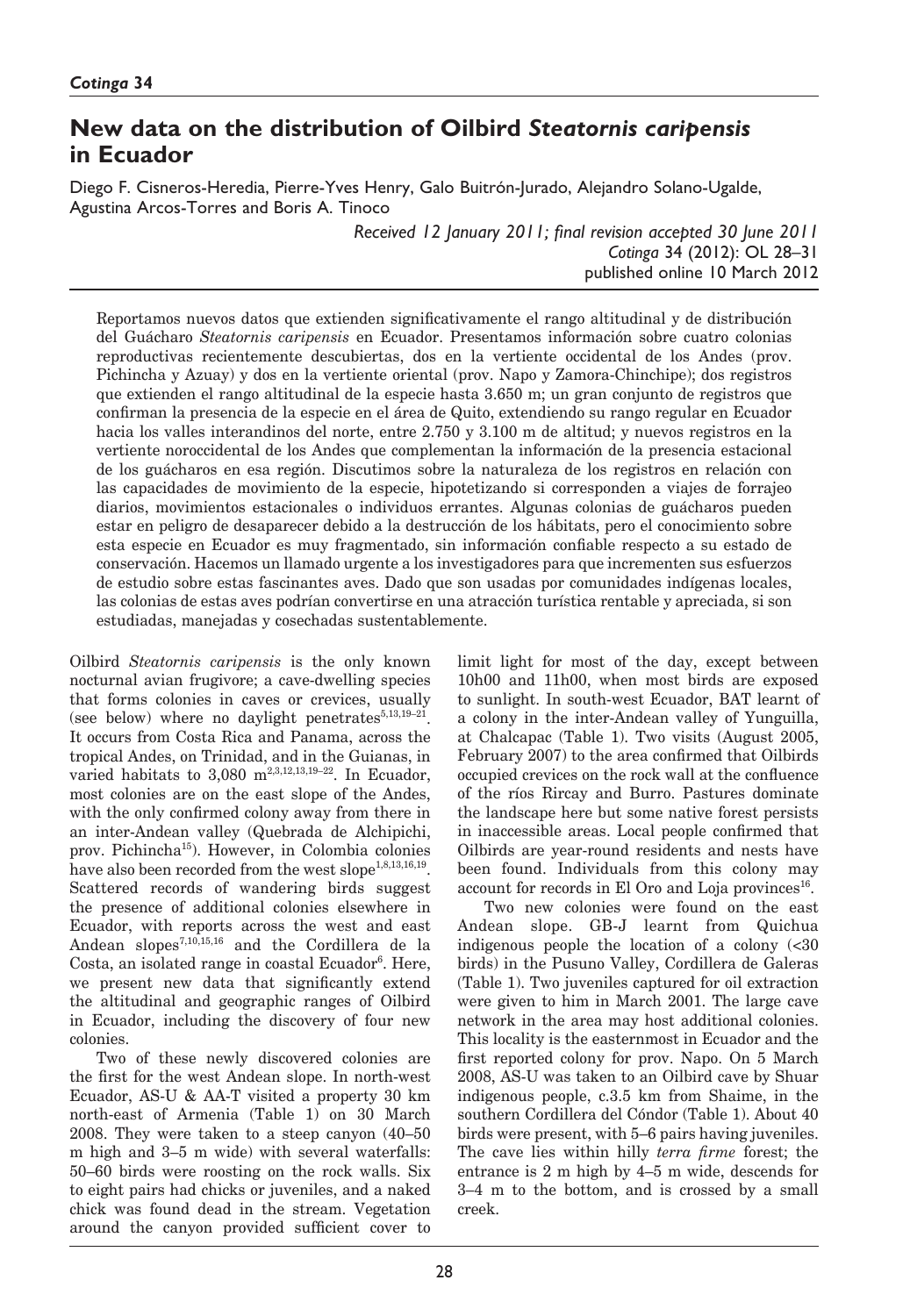# New data on the distribution of Oilbird *Steatornis caripensis* in Ecuador

Diego F. Cisneros-Heredia, Pierre-Yves Henry, Galo Buitrón-Jurado, Alejandro Solano-Ugalde, Agustina Arcos-Torres and Boris A. Tinoco

*Received 12 January 2011; final revision accepted 30 June 2011*
*Cotinga* 34 (2012): OL 28–31
published online 10 March 2012

Reportamos nuevos datos que extienden significativamente el rango altitudinal y de distribución del Guácharo *Steatornis caripensis* en Ecuador. Presentamos información sobre cuatro colonias reproductivas recientemente descubiertas, dos en la vertiente occidental de los Andes (prov. Pichincha y Azuay) y dos en la vertiente oriental (prov. Napo y Zamora-Chinchipe); dos registros que extienden el rango altitudinal de la especie hasta 3.650 m; un gran conjunto de registros que confirman la presencia de la especie en el área de Quito, extendiendo su rango regular en Ecuador hacia los valles interandinos del norte, entre 2.750 y 3.100 m de altitud; y nuevos registros en la vertiente noroccidental de los Andes que complementan la información de la presencia estacional de los guácharos en esa región. Discutimos sobre la naturaleza de los registros en relación con las capacidades de movimiento de la especie, hipotetizando si corresponden a viajes de forrajeo diarios, movimientos estacionales o individuos errantes. Algunas colonias de guácharos pueden estar en peligro de desaparecer debido a la destrucción de los hábitats, pero el conocimiento sobre esta especie en Ecuador es muy fragmentado, sin información confiable respecto a su estado de conservación. Hacemos un llamado urgente a los investigadores para que incrementen sus esfuerzos de estudio sobre estas fascinantes aves. Dado que son usadas por comunidades indígenas locales, las colonias de estas aves podrían convertirse en una atracción turística rentable y apreciada, si son estudiadas, manejadas y cosechadas sustentablemente.

Oilbird *Steatornis caripensis* is the only known nocturnal avian frugivore; a cave-dwelling species that forms colonies in caves or crevices, usually (see below) where no daylight penetrates[5,13,19–21]. It occurs from Costa Rica and Panama, across the tropical Andes, on Trinidad, and in the Guianas, in varied habitats to 3,080 m[2,3,12,13,19–22]. In Ecuador, most colonies are on the east slope of the Andes, with the only confirmed colony away from there in an inter-Andean valley (Quebrada de Alchipichi, prov. Pichincha[15]). However, in Colombia colonies have also been recorded from the west slope[1,8,13,16,19]. Scattered records of wandering birds suggest the presence of additional colonies elsewhere in Ecuador, with reports across the west and east Andean slopes[7,10,15,16] and the Cordillera de la Costa, an isolated range in coastal Ecuador[6]. Here, we present new data that significantly extend the altitudinal and geographic ranges of Oilbird in Ecuador, including the discovery of four new colonies.

Two of these newly discovered colonies are the first for the west Andean slope. In north-west Ecuador, AS-U & AA-T visited a property 30 km north-east of Armenia (Table 1) on 30 March 2008. They were taken to a steep canyon (40–50 m high and 3–5 m wide) with several waterfalls: 50–60 birds were roosting on the rock walls. Six to eight pairs had chicks or juveniles, and a naked chick was found dead in the stream. Vegetation around the canyon provided sufficient cover to limit light for most of the day, except between 10h00 and 11h00, when most birds are exposed to sunlight. In south-west Ecuador, BAT learnt of a colony in the inter-Andean valley of Yunguilla, at Chalcapac (Table 1). Two visits (August 2005, February 2007) to the area confirmed that Oilbirds occupied crevices on the rock wall at the confluence of the ríos Rircay and Burro. Pastures dominate the landscape here but some native forest persists in inaccessible areas. Local people confirmed that Oilbirds are year-round residents and nests have been found. Individuals from this colony may account for records in El Oro and Loja provinces[16].

Two new colonies were found on the east Andean slope. GB-J learnt from Quichua indigenous people the location of a colony (<30 birds) in the Pusuno Valley, Cordillera de Galeras (Table 1). Two juveniles captured for oil extraction were given to him in March 2001. The large cave network in the area may host additional colonies. This locality is the easternmost in Ecuador and the first reported colony for prov. Napo. On 5 March 2008, AS-U was taken to an Oilbird cave by Shuar indigenous people, c.3.5 km from Shaime, in the southern Cordillera del Cóndor (Table 1). About 40 birds were present, with 5–6 pairs having juveniles. The cave lies within hilly *terra firme* forest; the entrance is 2 m high by 4–5 m wide, descends for 3–4 m to the bottom, and is crossed by a small creek.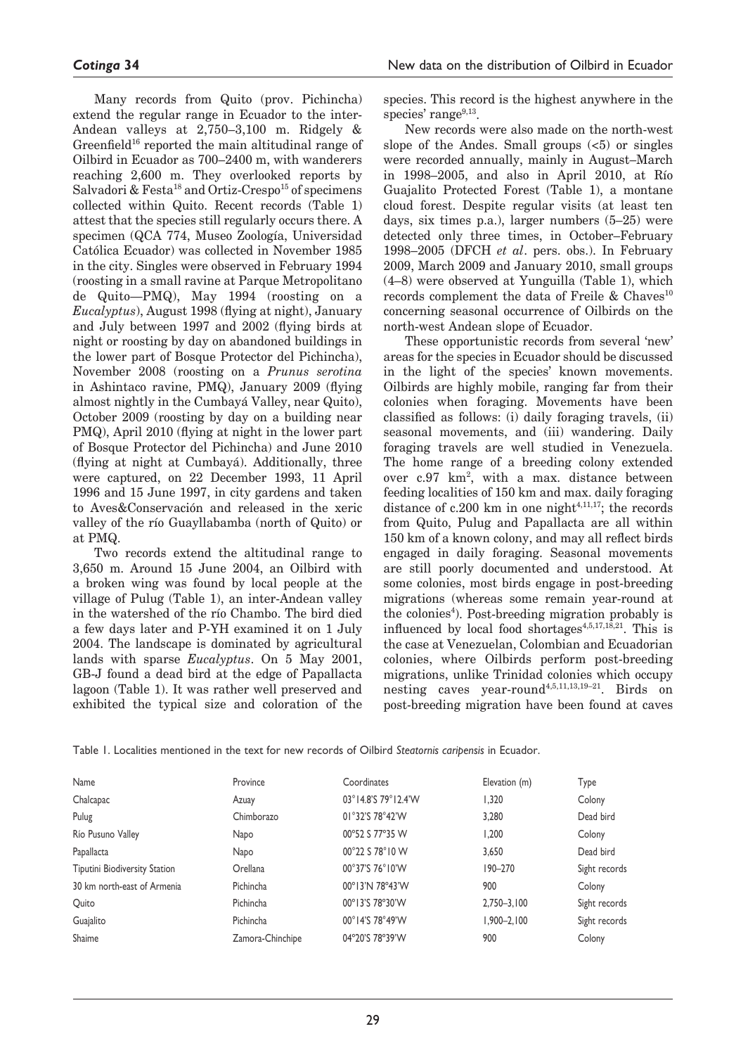Many records from Quito (prov. Pichincha) extend the regular range in Ecuador to the inter-Andean valleys at 2,750–3,100 m. Ridgely & Greenfield[16] reported the main altitudinal range of Oilbird in Ecuador as 700–2400 m, with wanderers reaching 2,600 m. They overlooked reports by Salvadori & Festa[18] and Ortiz-Crespo[15] of specimens collected within Quito. Recent records (Table 1) attest that the species still regularly occurs there. A specimen (QCA 774, Museo Zoología, Universidad Católica Ecuador) was collected in November 1985 in the city. Singles were observed in February 1994 (roosting in a small ravine at Parque Metropolitano de Quito—PMQ), May 1994 (roosting on a *Eucalyptus*), August 1998 (flying at night), January and July between 1997 and 2002 (flying birds at night or roosting by day on abandoned buildings in the lower part of Bosque Protector del Pichincha), November 2008 (roosting on a *Prunus serotina* in Ashintaco ravine, PMQ), January 2009 (flying almost nightly in the Cumbayá Valley, near Quito), October 2009 (roosting by day on a building near PMQ), April 2010 (flying at night in the lower part of Bosque Protector del Pichincha) and June 2010 (flying at night at Cumbayá). Additionally, three were captured, on 22 December 1993, 11 April 1996 and 15 June 1997, in city gardens and taken to Aves&Conservación and released in the xeric valley of the río Guayllabamba (north of Quito) or at PMQ.

Two records extend the altitudinal range to 3,650 m. Around 15 June 2004, an Oilbird with a broken wing was found by local people at the village of Pulug (Table 1), an inter-Andean valley in the watershed of the río Chambo. The bird died a few days later and P-YH examined it on 1 July 2004. The landscape is dominated by agricultural lands with sparse *Eucalyptus*. On 5 May 2001, GB-J found a dead bird at the edge of Papallacta lagoon (Table 1). It was rather well preserved and exhibited the typical size and coloration of the species. This record is the highest anywhere in the species' range[9,13].

New records were also made on the north-west slope of the Andes. Small groups (<5) or singles were recorded annually, mainly in August–March in 1998–2005, and also in April 2010, at Río Guajalito Protected Forest (Table 1), a montane cloud forest. Despite regular visits (at least ten days, six times p.a.), larger numbers (5–25) were detected only three times, in October–February 1998–2005 (DFCH *et al*. pers. obs.). In February 2009, March 2009 and January 2010, small groups (4–8) were observed at Yunguilla (Table 1), which records complement the data of Freile & Chaves[10] concerning seasonal occurrence of Oilbirds on the north-west Andean slope of Ecuador.

These opportunistic records from several 'new' areas for the species in Ecuador should be discussed in the light of the species' known movements. Oilbirds are highly mobile, ranging far from their colonies when foraging. Movements have been classified as follows: (i) daily foraging travels, (ii) seasonal movements, and (iii) wandering. Daily foraging travels are well studied in Venezuela. The home range of a breeding colony extended over c.97 km$^2$, with a max. distance between feeding localities of 150 km and max. daily foraging distance of c.200 km in one night[4,11,17]; the records from Quito, Pulug and Papallacta are all within 150 km of a known colony, and may all reflect birds engaged in daily foraging. Seasonal movements are still poorly documented and understood. At some colonies, most birds engage in post-breeding migrations (whereas some remain year-round at the colonies[4]). Post-breeding migration probably is influenced by local food shortages[4,5,17,18,21]. This is the case at Venezuelan, Colombian and Ecuadorian colonies, where Oilbirds perform post-breeding migrations, unlike Trinidad colonies which occupy nesting caves year-round[4,5,11,13,19–21]. Birds on post-breeding migration have been found at caves

Table 1. Localities mentioned in the text for new records of Oilbird *Steatornis caripensis* in Ecuador.

| Name | Province | Coordinates | Elevation (m) | Type |
|---|---|---|---|---|
| Chalcapac | Azuay | 03°14.8'S 79°12.4'W | 1,320 | Colony |
| Pulug | Chimborazo | 01°32'S 78°42'W | 3,280 | Dead bird |
| Río Pusuno Valley | Napo | 00°52 S 77°35 W | 1,200 | Colony |
| Papallacta | Napo | 00°22 S 78°10 W | 3,650 | Dead bird |
| Tiputini Biodiversity Station | Orellana | 00°37'S 76°10'W | 190–270 | Sight records |
| 30 km north-east of Armenia | Pichincha | 00°13'N 78°43'W | 900 | Colony |
| Quito | Pichincha | 00°13'S 78°30'W | 2,750–3,100 | Sight records |
| Guajalito | Pichincha | 00°14'S 78°49'W | 1,900–2,100 | Sight records |
| Shaime | Zamora-Chinchipe | 04°20'S 78°39'W | 900 | Colony |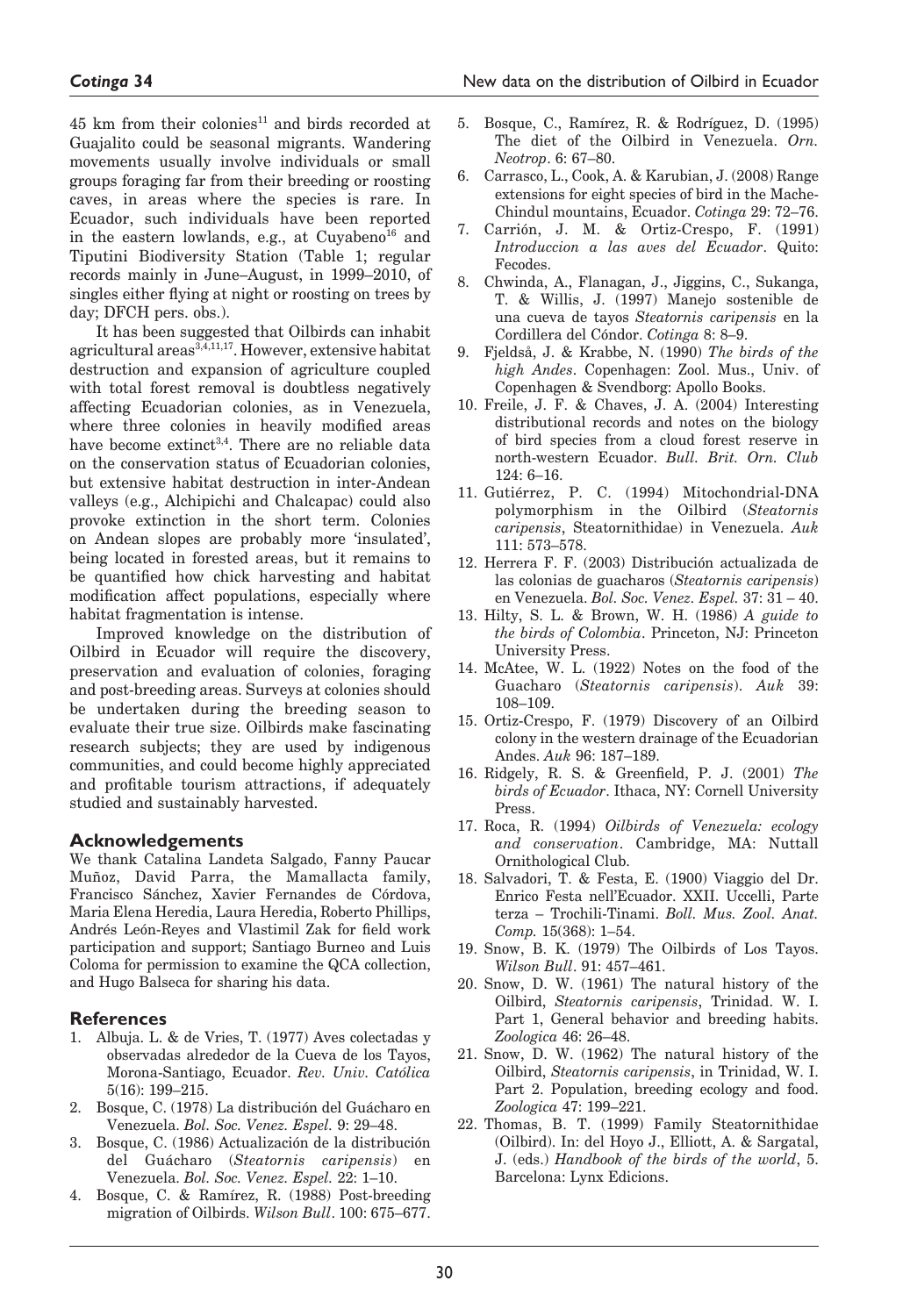45 km from their colonies[11] and birds recorded at Guajalito could be seasonal migrants. Wandering movements usually involve individuals or small groups foraging far from their breeding or roosting caves, in areas where the species is rare. In Ecuador, such individuals have been reported in the eastern lowlands, e.g., at Cuyabeno[16] and Tiputini Biodiversity Station (Table 1; regular records mainly in June–August, in 1999–2010, of singles either flying at night or roosting on trees by day; DFCH pers. obs.).

It has been suggested that Oilbirds can inhabit agricultural areas[3,4,11,17]. However, extensive habitat destruction and expansion of agriculture coupled with total forest removal is doubtless negatively affecting Ecuadorian colonies, as in Venezuela, where three colonies in heavily modified areas have become extinct[3,4]. There are no reliable data on the conservation status of Ecuadorian colonies, but extensive habitat destruction in inter-Andean valleys (e.g., Alchipichi and Chalcapac) could also provoke extinction in the short term. Colonies on Andean slopes are probably more 'insulated', being located in forested areas, but it remains to be quantified how chick harvesting and habitat modification affect populations, especially where habitat fragmentation is intense.

Improved knowledge on the distribution of Oilbird in Ecuador will require the discovery, preservation and evaluation of colonies, foraging and post-breeding areas. Surveys at colonies should be undertaken during the breeding season to evaluate their true size. Oilbirds make fascinating research subjects; they are used by indigenous communities, and could become highly appreciated and profitable tourism attractions, if adequately studied and sustainably harvested.

## Acknowledgements

We thank Catalina Landeta Salgado, Fanny Paucar Muñoz, David Parra, the Mamallacta family, Francisco Sánchez, Xavier Fernandes de Córdova, Maria Elena Heredia, Laura Heredia, Roberto Phillips, Andrés León-Reyes and Vlastimil Zak for field work participation and support; Santiago Burneo and Luis Coloma for permission to examine the QCA collection, and Hugo Balseca for sharing his data.

## References

1. Albuja. L. & de Vries, T. (1977) Aves colectadas y observadas alrededor de la Cueva de los Tayos, Morona-Santiago, Ecuador. *Rev. Univ. Católica* 5(16): 199–215.
2. Bosque, C. (1978) La distribución del Guácharo en Venezuela. *Bol. Soc. Venez. Espel.* 9: 29–48.
3. Bosque, C. (1986) Actualización de la distribución del Guácharo (*Steatornis caripensis*) en Venezuela. *Bol. Soc. Venez. Espel.* 22: 1–10.
4. Bosque, C. & Ramírez, R. (1988) Post-breeding migration of Oilbirds. *Wilson Bull*. 100: 675–677.
5. Bosque, C., Ramírez, R. & Rodríguez, D. (1995) The diet of the Oilbird in Venezuela. *Orn. Neotrop*. 6: 67–80.
6. Carrasco, L., Cook, A. & Karubian, J. (2008) Range extensions for eight species of bird in the Mache-Chindul mountains, Ecuador. *Cotinga* 29: 72–76.
7. Carrión, J. M. & Ortiz-Crespo, F. (1991) *Introduccion a las aves del Ecuador*. Quito: Fecodes.
8. Chwinda, A., Flanagan, J., Jiggins, C., Sukanga, T. & Willis, J. (1997) Manejo sostenible de una cueva de tayos *Steatornis caripensis* en la Cordillera del Cóndor. *Cotinga* 8: 8–9.
9. Fjeldså, J. & Krabbe, N. (1990) *The birds of the high Andes*. Copenhagen: Zool. Mus., Univ. of Copenhagen & Svendborg: Apollo Books.
10. Freile, J. F. & Chaves, J. A. (2004) Interesting distributional records and notes on the biology of bird species from a cloud forest reserve in north-western Ecuador. *Bull. Brit. Orn. Club* 124: 6–16.
11. Gutiérrez, P. C. (1994) Mitochondrial-DNA polymorphism in the Oilbird (*Steatornis caripensis*, Steatornithidae) in Venezuela. *Auk* 111: 573–578.
12. Herrera F. F. (2003) Distribución actualizada de las colonias de guacharos (*Steatornis caripensis*) en Venezuela. *Bol. Soc. Venez. Espel.* 37: 31 – 40.
13. Hilty, S. L. & Brown, W. H. (1986) *A guide to the birds of Colombia*. Princeton, NJ: Princeton University Press.
14. McAtee, W. L. (1922) Notes on the food of the Guacharo (*Steatornis caripensis*). *Auk* 39: 108–109.
15. Ortiz-Crespo, F. (1979) Discovery of an Oilbird colony in the western drainage of the Ecuadorian Andes. *Auk* 96: 187–189.
16. Ridgely, R. S. & Greenfield, P. J. (2001) *The birds of Ecuador*. Ithaca, NY: Cornell University Press.
17. Roca, R. (1994) *Oilbirds of Venezuela: ecology and conservation*. Cambridge, MA: Nuttall Ornithological Club.
18. Salvadori, T. & Festa, E. (1900) Viaggio del Dr. Enrico Festa nell'Ecuador. XXII. Uccelli, Parte terza – Trochili-Tinami. *Boll. Mus. Zool. Anat. Comp.* 15(368): 1–54.
19. Snow, B. K. (1979) The Oilbirds of Los Tayos. *Wilson Bull*. 91: 457–461.
20. Snow, D. W. (1961) The natural history of the Oilbird, *Steatornis caripensis*, Trinidad. W. I. Part 1, General behavior and breeding habits. *Zoologica* 46: 26–48.
21. Snow, D. W. (1962) The natural history of the Oilbird, *Steatornis caripensis*, in Trinidad, W. I. Part 2. Population, breeding ecology and food. *Zoologica* 47: 199–221.
22. Thomas, B. T. (1999) Family Steatornithidae (Oilbird). In: del Hoyo J., Elliott, A. & Sargatal, J. (eds.) *Handbook of the birds of the world*, 5. Barcelona: Lynx Edicions.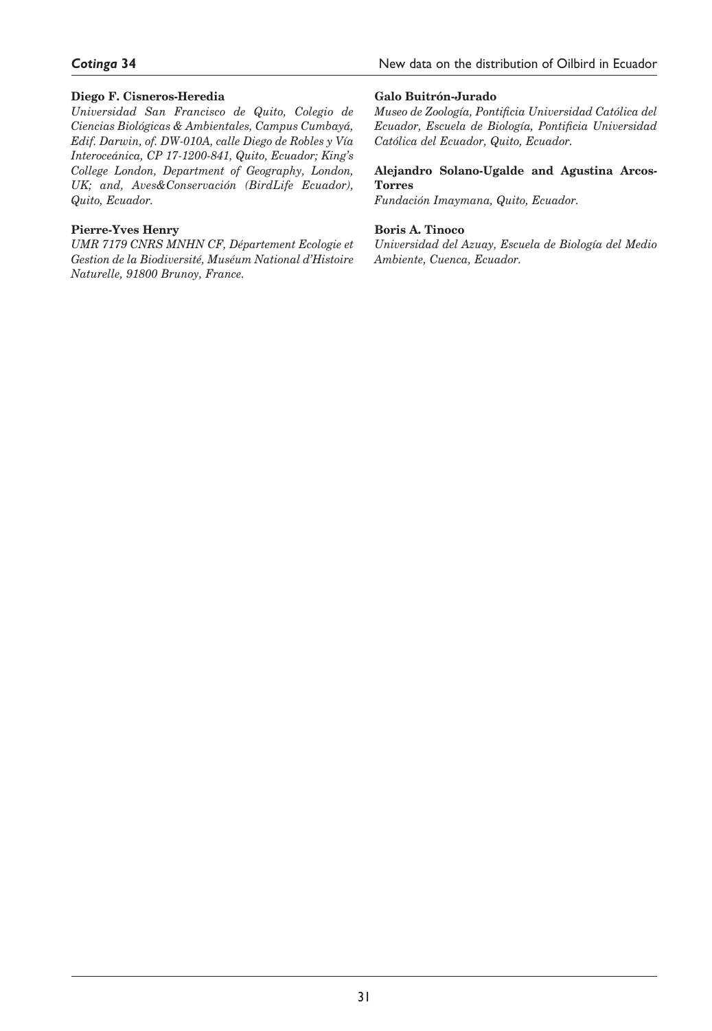**Diego F. Cisneros-Heredia**

*Universidad San Francisco de Quito, Colegio de Ciencias Biológicas & Ambientales, Campus Cumbayá, Edif. Darwin, of. DW-010A, calle Diego de Robles y Vía Interoceánica, CP 17-1200-841, Quito, Ecuador; King's College London, Department of Geography, London, UK; and, Aves&Conservación (BirdLife Ecuador), Quito, Ecuador.*

**Pierre-Yves Henry**

*UMR 7179 CNRS MNHN CF, Département Ecologie et Gestion de la Biodiversité, Muséum National d'Histoire Naturelle, 91800 Brunoy, France.*

**Galo Buitrón-Jurado**

*Museo de Zoología, Pontificia Universidad Católica del Ecuador, Escuela de Biología, Pontificia Universidad Católica del Ecuador, Quito, Ecuador.*

**Alejandro Solano-Ugalde and Agustina Arcos-Torres**

*Fundación Imaymana, Quito, Ecuador.*

**Boris A. Tinoco**

*Universidad del Azuay, Escuela de Biología del Medio Ambiente, Cuenca, Ecuador.*